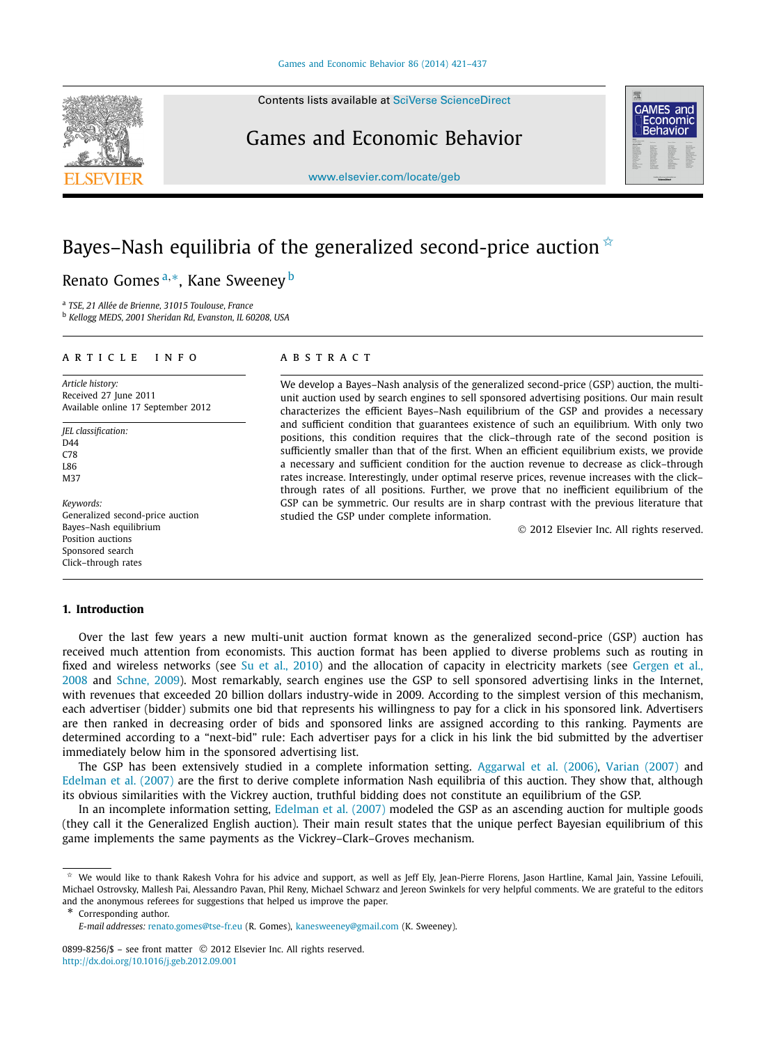# Bayes–Nash equilibria of the generalized second-price auction ☆

Renato Gomes [a,*], Kane Sweeney [b]

[a] TSE, 21 Allée de Brienne, 31015 Toulouse, France
[b] Kellogg MEDS, 2001 Sheridan Rd, Evanston, IL 60208, USA

**ARTICLE INFO**

*Article history:*
Received 27 June 2011
Available online 17 September 2012

*JEL classification:*
D44
C78
L86
M37

*Keywords:*
Generalized second-price auction
Bayes–Nash equilibrium
Position auctions
Sponsored search
Click–through rates

**ABSTRACT**

We develop a Bayes–Nash analysis of the generalized second-price (GSP) auction, the multi-unit auction used by search engines to sell sponsored advertising positions. Our main result characterizes the efficient Bayes–Nash equilibrium of the GSP and provides a necessary and sufficient condition that guarantees existence of such an equilibrium. With only two positions, this condition requires that the click–through rate of the second position is sufficiently smaller than that of the first. When an efficient equilibrium exists, we provide a necessary and sufficient condition for the auction revenue to decrease as click–through rates increase. Interestingly, under optimal reserve prices, revenue increases with the click–through rates of all positions. Further, we prove that no inefficient equilibrium of the GSP can be symmetric. Our results are in sharp contrast with the previous literature that studied the GSP under complete information.

© 2012 Elsevier Inc. All rights reserved.

## 1. Introduction

Over the last few years a new multi-unit auction format known as the generalized second-price (GSP) auction has received much attention from economists. This auction format has been applied to diverse problems such as routing in fixed and wireless networks (see Su et al., 2010) and the allocation of capacity in electricity markets (see Gergen et al., 2008 and Schne, 2009). Most remarkably, search engines use the GSP to sell sponsored advertising links in the Internet, with revenues that exceeded 20 billion dollars industry-wide in 2009. According to the simplest version of this mechanism, each advertiser (bidder) submits one bid that represents his willingness to pay for a click in his sponsored link. Advertisers are then ranked in decreasing order of bids and sponsored links are assigned according to this ranking. Payments are determined according to a "next-bid" rule: Each advertiser pays for a click in his link the bid submitted by the advertiser immediately below him in the sponsored advertising list.

The GSP has been extensively studied in a complete information setting. Aggarwal et al. (2006), Varian (2007) and Edelman et al. (2007) are the first to derive complete information Nash equilibria of this auction. They show that, although its obvious similarities with the Vickrey auction, truthful bidding does not constitute an equilibrium of the GSP.

In an incomplete information setting, Edelman et al. (2007) modeled the GSP as an ascending auction for multiple goods (they call it the Generalized English auction). Their main result states that the unique perfect Bayesian equilibrium of this game implements the same payments as the Vickrey–Clark–Groves mechanism.

☆ We would like to thank Rakesh Vohra for his advice and support, as well as Jeff Ely, Jean-Pierre Florens, Jason Hartline, Kamal Jain, Yassine Lefouili, Michael Ostrovsky, Mallesh Pai, Alessandro Pavan, Phil Reny, Michael Schwarz and Jereon Swinkels for very helpful comments. We are grateful to the editors and the anonymous referees for suggestions that helped us improve the paper.

\* Corresponding author.
*E-mail addresses:* renato.gomes@tse-fr.eu (R. Gomes), kanesweeney@gmail.com (K. Sweeney).

0899-8256/$ – see front matter © 2012 Elsevier Inc. All rights reserved.
http://dx.doi.org/10.1016/j.geb.2012.09.001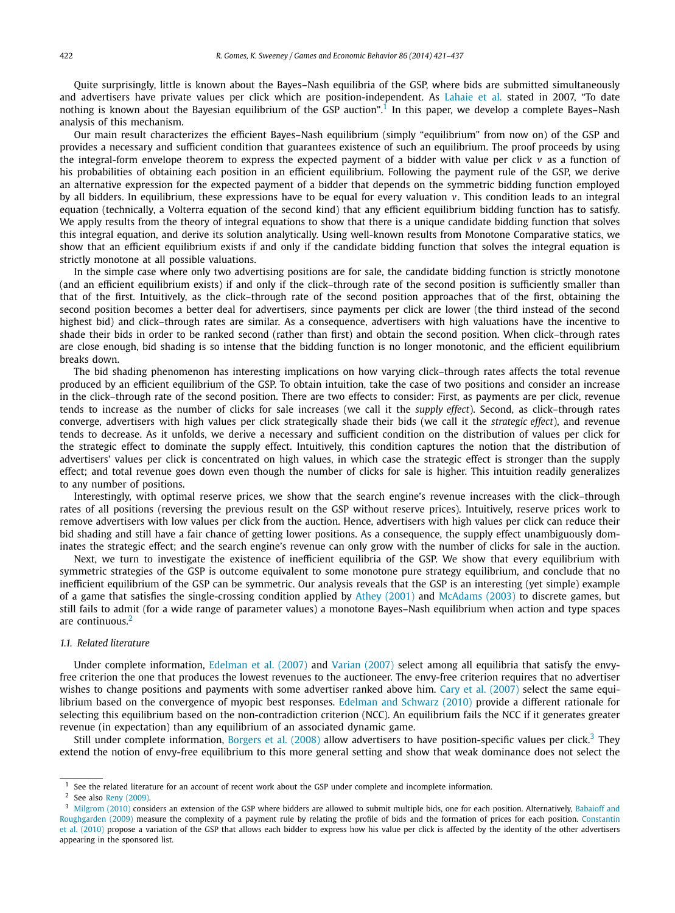Quite surprisingly, little is known about the Bayes–Nash equilibria of the GSP, where bids are submitted simultaneously and advertisers have private values per click which are position-independent. As Lahaie et al. stated in 2007, "To date nothing is known about the Bayesian equilibrium of the GSP auction".[1] In this paper, we develop a complete Bayes–Nash analysis of this mechanism.

Our main result characterizes the efficient Bayes–Nash equilibrium (simply "equilibrium" from now on) of the GSP and provides a necessary and sufficient condition that guarantees existence of such an equilibrium. The proof proceeds by using the integral-form envelope theorem to express the expected payment of a bidder with value per click $v$ as a function of his probabilities of obtaining each position in an efficient equilibrium. Following the payment rule of the GSP, we derive an alternative expression for the expected payment of a bidder that depends on the symmetric bidding function employed by all bidders. In equilibrium, these expressions have to be equal for every valuation $v$. This condition leads to an integral equation (technically, a Volterra equation of the second kind) that any efficient equilibrium bidding function has to satisfy. We apply results from the theory of integral equations to show that there is a unique candidate bidding function that solves this integral equation, and derive its solution analytically. Using well-known results from Monotone Comparative statics, we show that an efficient equilibrium exists if and only if the candidate bidding function that solves the integral equation is strictly monotone at all possible valuations.

In the simple case where only two advertising positions are for sale, the candidate bidding function is strictly monotone (and an efficient equilibrium exists) if and only if the click–through rate of the second position is sufficiently smaller than that of the first. Intuitively, as the click–through rate of the second position approaches that of the first, obtaining the second position becomes a better deal for advertisers, since payments per click are lower (the third instead of the second highest bid) and click–through rates are similar. As a consequence, advertisers with high valuations have the incentive to shade their bids in order to be ranked second (rather than first) and obtain the second position. When click–through rates are close enough, bid shading is so intense that the bidding function is no longer monotonic, and the efficient equilibrium breaks down.

The bid shading phenomenon has interesting implications on how varying click–through rates affects the total revenue produced by an efficient equilibrium of the GSP. To obtain intuition, take the case of two positions and consider an increase in the click–through rate of the second position. There are two effects to consider: First, as payments are per click, revenue tends to increase as the number of clicks for sale increases (we call it the *supply effect*). Second, as click–through rates converge, advertisers with high values per click strategically shade their bids (we call it the *strategic effect*), and revenue tends to decrease. As it unfolds, we derive a necessary and sufficient condition on the distribution of values per click for the strategic effect to dominate the supply effect. Intuitively, this condition captures the notion that the distribution of advertisers' values per click is concentrated on high values, in which case the strategic effect is stronger than the supply effect; and total revenue goes down even though the number of clicks for sale is higher. This intuition readily generalizes to any number of positions.

Interestingly, with optimal reserve prices, we show that the search engine's revenue increases with the click–through rates of all positions (reversing the previous result on the GSP without reserve prices). Intuitively, reserve prices work to remove advertisers with low values per click from the auction. Hence, advertisers with high values per click can reduce their bid shading and still have a fair chance of getting lower positions. As a consequence, the supply effect unambiguously dominates the strategic effect; and the search engine's revenue can only grow with the number of clicks for sale in the auction.

Next, we turn to investigate the existence of inefficient equilibria of the GSP. We show that every equilibrium with symmetric strategies of the GSP is outcome equivalent to some monotone pure strategy equilibrium, and conclude that no inefficient equilibrium of the GSP can be symmetric. Our analysis reveals that the GSP is an interesting (yet simple) example of a game that satisfies the single-crossing condition applied by Athey (2001) and McAdams (2003) to discrete games, but still fails to admit (for a wide range of parameter values) a monotone Bayes–Nash equilibrium when action and type spaces are continuous.[2]

### 1.1. Related literature

Under complete information, Edelman et al. (2007) and Varian (2007) select among all equilibria that satisfy the envy-free criterion the one that produces the lowest revenues to the auctioneer. The envy-free criterion requires that no advertiser wishes to change positions and payments with some advertiser ranked above him. Cary et al. (2007) select the same equilibrium based on the convergence of myopic best responses. Edelman and Schwarz (2010) provide a different rationale for selecting this equilibrium based on the non-contradiction criterion (NCC). An equilibrium fails the NCC if it generates greater revenue (in expectation) than any equilibrium of an associated dynamic game.

Still under complete information, Borgers et al. (2008) allow advertisers to have position-specific values per click.[3] They extend the notion of envy-free equilibrium to this more general setting and show that weak dominance does not select the

---

[1] See the related literature for an account of recent work about the GSP under complete and incomplete information.

[2] See also Reny (2009).

[3] Milgrom (2010) considers an extension of the GSP where bidders are allowed to submit multiple bids, one for each position. Alternatively, Babaioff and Roughgarden (2009) measure the complexity of a payment rule by relating the profile of bids and the formation of prices for each position. Constantin et al. (2010) propose a variation of the GSP that allows each bidder to express how his value per click is affected by the identity of the other advertisers appearing in the sponsored list.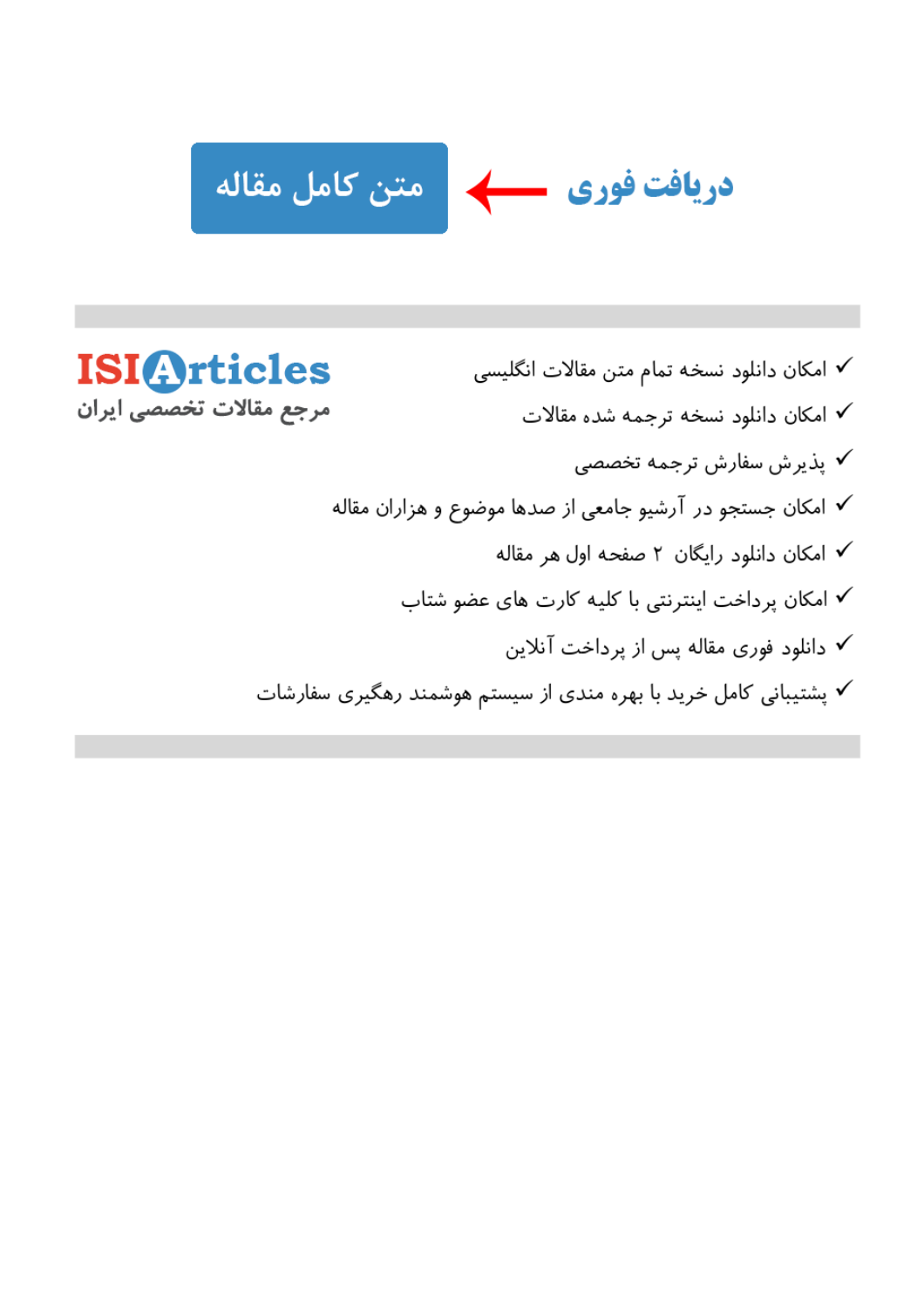دریافت فوری ← **متن کامل مقاله**

**ISIArticles**
مرجع مقالات تخصصی ایران

- ✓ امکان دانلود نسخه تمام متن مقالات انگلیسی
- ✓ امکان دانلود نسخه ترجمه شده مقالات
- ✓ پذیرش سفارش ترجمه تخصصی
- ✓ امکان جستجو در آرشیو جامعی از صدها موضوع و هزاران مقاله
- ✓ امکان دانلود رایگان ۲ صفحه اول هر مقاله
- ✓ امکان پرداخت اینترنتی با کلیه کارت های عضو شتاب
- ✓ دانلود فوری مقاله پس از پرداخت آنلاین
- ✓ پشتیبانی کامل خرید با بهره مندی از سیستم هوشمند رهگیری سفارشات